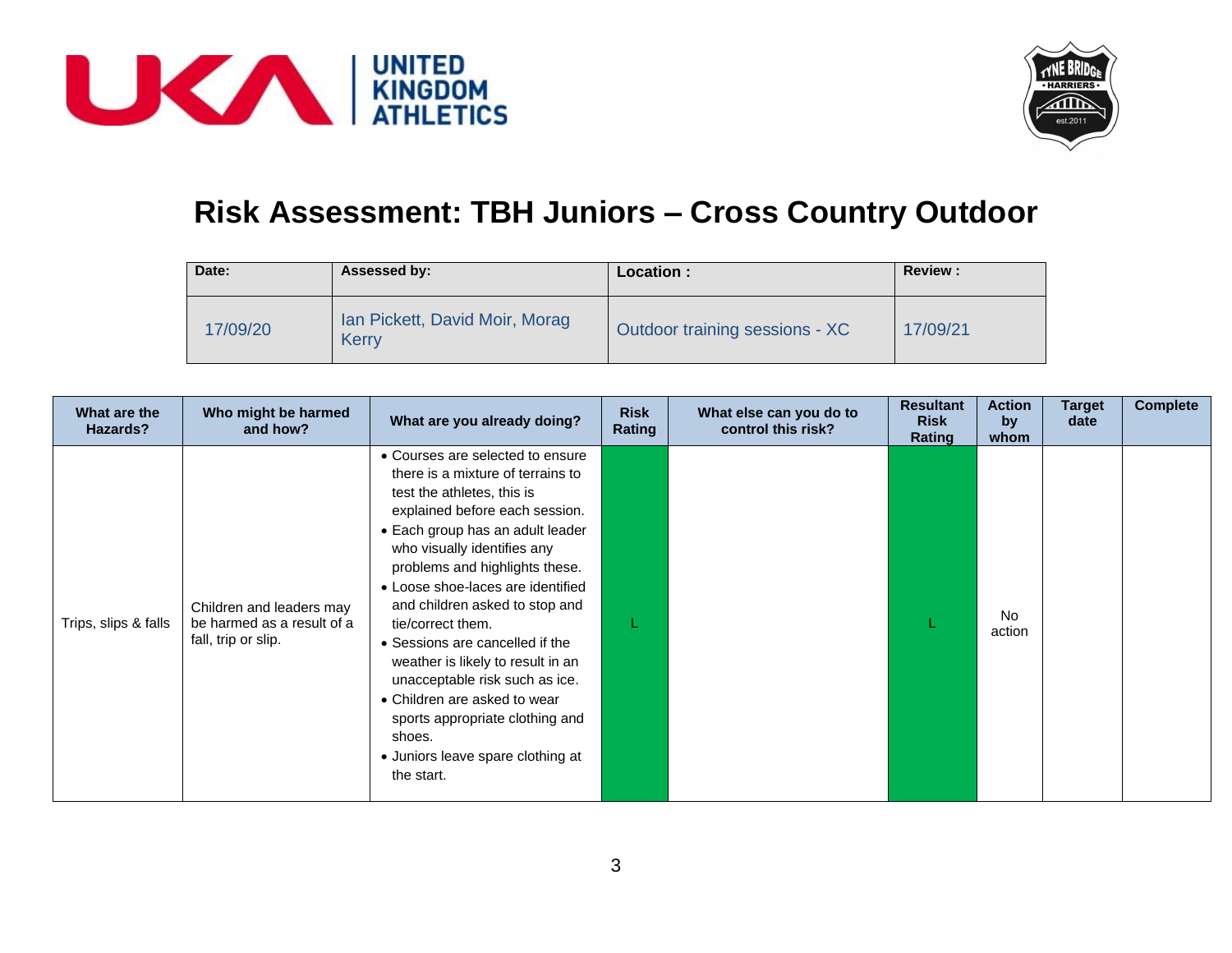# Risk Assessment: TBH Juniors – Cross Country Outdoor

| Date: | Assessed by: | Location : | Review : |
|---|---|---|---|
| 17/09/20 | Ian Pickett, David Moir, Morag Kerry | Outdoor training sessions - XC | 17/09/21 |

| What are the Hazards? | Who might be harmed and how? | What are you already doing? | Risk Rating | What else can you do to control this risk? | Resultant Risk Rating | Action by whom | Target date | Complete |
|---|---|---|---|---|---|---|---|---|
| Trips, slips & falls | Children and leaders may be harmed as a result of a fall, trip or slip. | • Courses are selected to ensure there is a mixture of terrains to test the athletes, this is explained before each session.<br>• Each group has an adult leader who visually identifies any problems and highlights these.<br>• Loose shoe-laces are identified and children asked to stop and tie/correct them.<br>• Sessions are cancelled if the weather is likely to result in an unacceptable risk such as ice.<br>• Children are asked to wear sports appropriate clothing and shoes.<br>• Juniors leave spare clothing at the start. | L | | L | No action | | |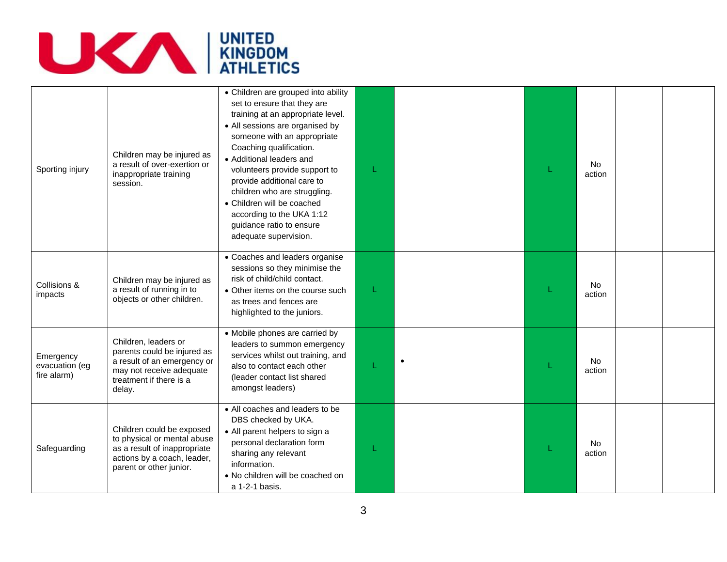| | | | | | | | | |
|---|---|---|---|---|---|---|---|---|
| Sporting injury | Children may be injured as a result of over-exertion or inappropriate training session. | • Children are grouped into ability set to ensure that they are training at an appropriate level.<br>• All sessions are organised by someone with an appropriate Coaching qualification.<br>• Additional leaders and volunteers provide support to provide additional care to children who are struggling.<br>• Children will be coached according to the UKA 1:12 guidance ratio to ensure adequate supervision. | L | | L | No action | | |
| Collisions & impacts | Children may be injured as a result of running in to objects or other children. | • Coaches and leaders organise sessions so they minimise the risk of child/child contact.<br>• Other items on the course such as trees and fences are highlighted to the juniors. | L | | L | No action | | |
| Emergency evacuation (eg fire alarm) | Children, leaders or parents could be injured as a result of an emergency or may not receive adequate treatment if there is a delay. | • Mobile phones are carried by leaders to summon emergency services whilst out training, and also to contact each other (leader contact list shared amongst leaders) | L | • | L | No action | | |
| Safeguarding | Children could be exposed to physical or mental abuse as a result of inappropriate actions by a coach, leader, parent or other junior. | • All coaches and leaders to be DBS checked by UKA.<br>• All parent helpers to sign a personal declaration form sharing any relevant information.<br>• No children will be coached on a 1-2-1 basis. | L | | L | No action | | |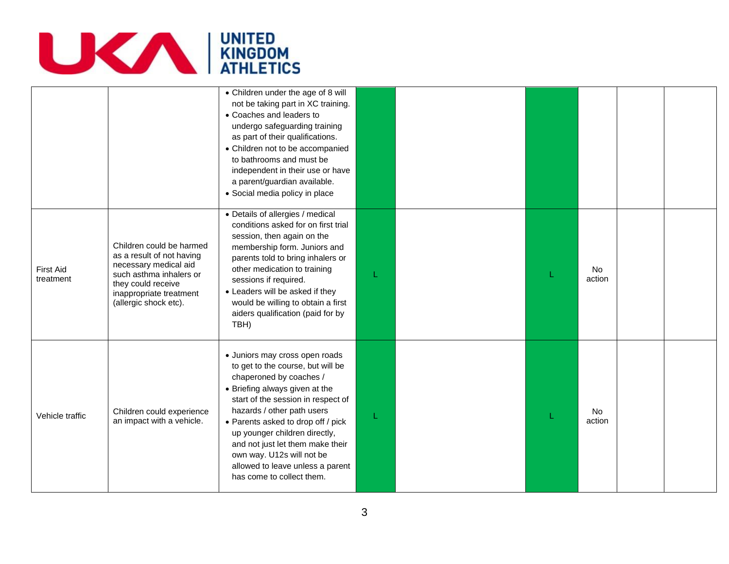| | | | | | | | | |
|---|---|---|---|---|---|---|---|---|
| | | • Children under the age of 8 will not be taking part in XC training.<br>• Coaches and leaders to undergo safeguarding training as part of their qualifications.<br>• Children not to be accompanied to bathrooms and must be independent in their use or have a parent/guardian available.<br>• Social media policy in place | | | | | | |
| First Aid treatment | Children could be harmed as a result of not having necessary medical aid such asthma inhalers or they could receive inappropriate treatment (allergic shock etc). | • Details of allergies / medical conditions asked for on first trial session, then again on the membership form. Juniors and parents told to bring inhalers or other medication to training sessions if required.<br>• Leaders will be asked if they would be willing to obtain a first aiders qualification (paid for by TBH) | L | | L | No action | | |
| Vehicle traffic | Children could experience an impact with a vehicle. | • Juniors may cross open roads to get to the course, but will be chaperoned by coaches /<br>• Briefing always given at the start of the session in respect of hazards / other path users<br>• Parents asked to drop off / pick up younger children directly, and not just let them make their own way. U12s will not be allowed to leave unless a parent has come to collect them. | L | | L | No action | | |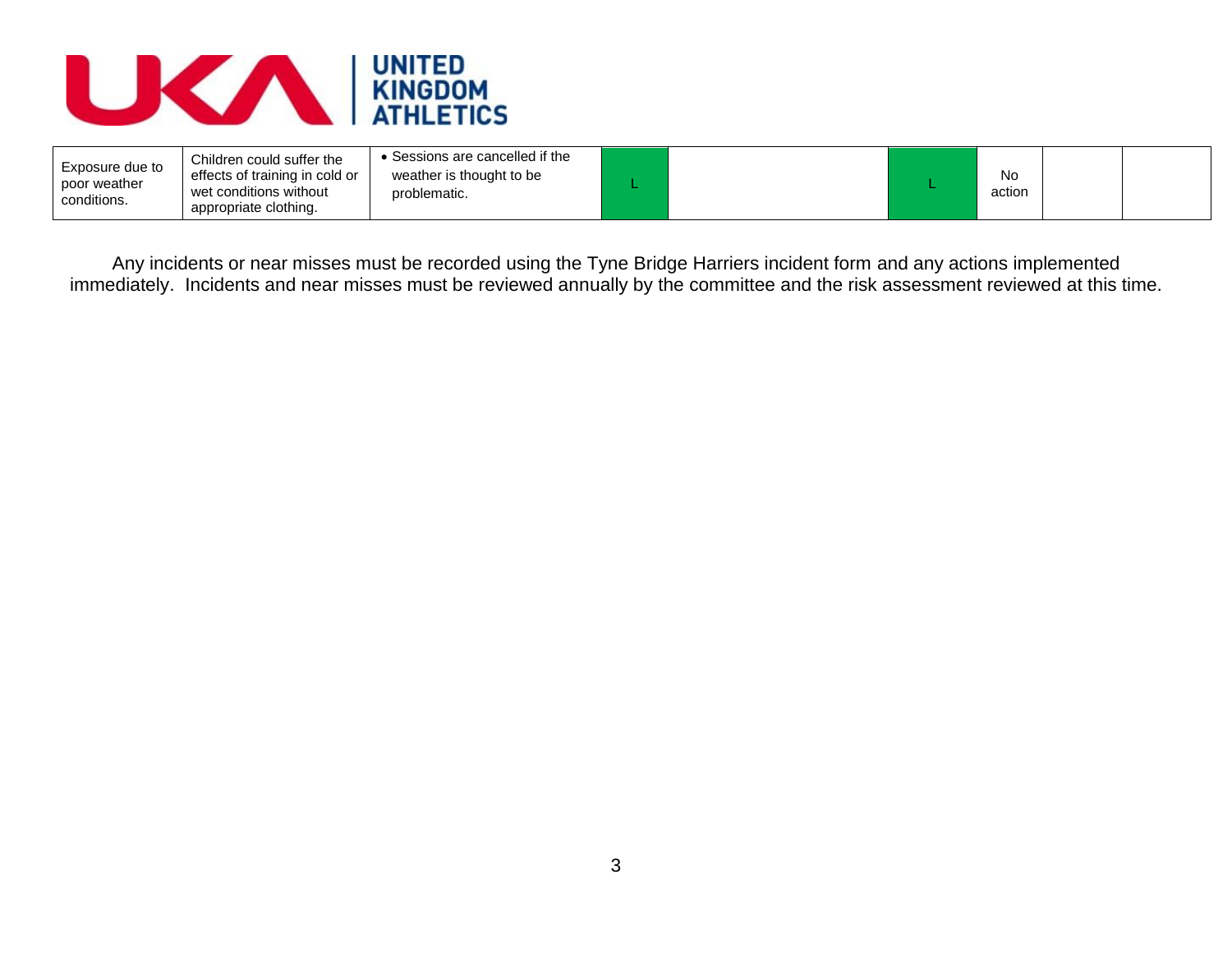| | | | | | | | | |
|---|---|---|---|---|---|---|---|---|
| Exposure due to poor weather conditions. | Children could suffer the effects of training in cold or wet conditions without appropriate clothing. | • Sessions are cancelled if the weather is thought to be problematic. | L | | L | No action | | |

Any incidents or near misses must be recorded using the Tyne Bridge Harriers incident form and any actions implemented immediately. Incidents and near misses must be reviewed annually by the committee and the risk assessment reviewed at this time.